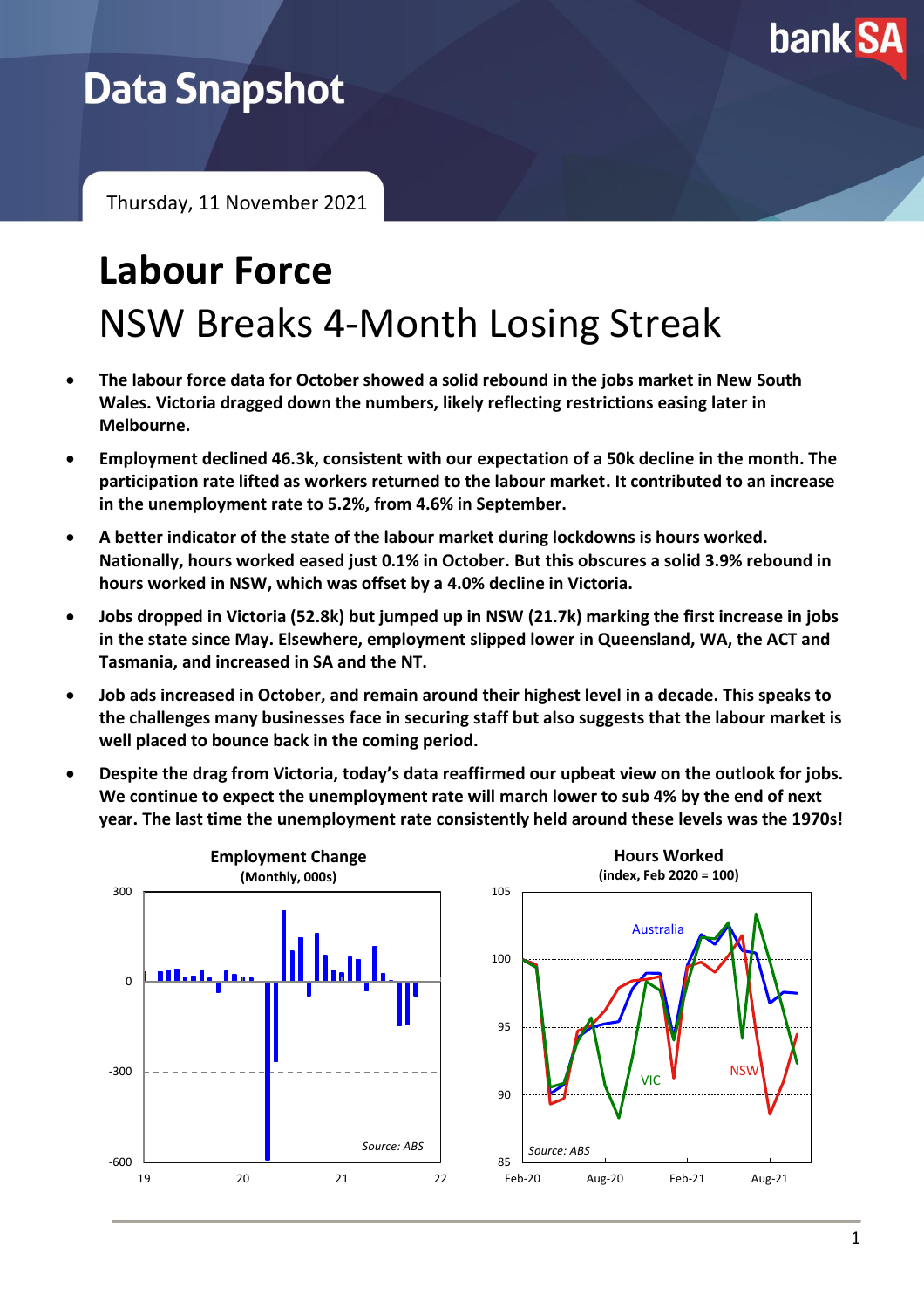# Data Snapshot

Thursday, 11 November 2021

# Labour Force

## NSW Breaks 4-Month Losing Streak

- **The labour force data for October showed a solid rebound in the jobs market in New South Wales. Victoria dragged down the numbers, likely reflecting restrictions easing later in Melbourne.**
- **Employment declined 46.3k, consistent with our expectation of a 50k decline in the month. The participation rate lifted as workers returned to the labour market. It contributed to an increase in the unemployment rate to 5.2%, from 4.6% in September.**
- **A better indicator of the state of the labour market during lockdowns is hours worked. Nationally, hours worked eased just 0.1% in October. But this obscures a solid 3.9% rebound in hours worked in NSW, which was offset by a 4.0% decline in Victoria.**
- **Jobs dropped in Victoria (52.8k) but jumped up in NSW (21.7k) marking the first increase in jobs in the state since May. Elsewhere, employment slipped lower in Queensland, WA, the ACT and Tasmania, and increased in SA and the NT.**
- **Job ads increased in October, and remain around their highest level in a decade. This speaks to the challenges many businesses face in securing staff but also suggests that the labour market is well placed to bounce back in the coming period.**
- **Despite the drag from Victoria, today's data reaffirmed our upbeat view on the outlook for jobs. We continue to expect the unemployment rate will march lower to sub 4% by the end of next year. The last time the unemployment rate consistently held around these levels was the 1970s!**

**Employment Change**
**(Monthly, 000s)**

Source: ABS

**Hours Worked**
**(index, Feb 2020 = 100)**

Source: ABS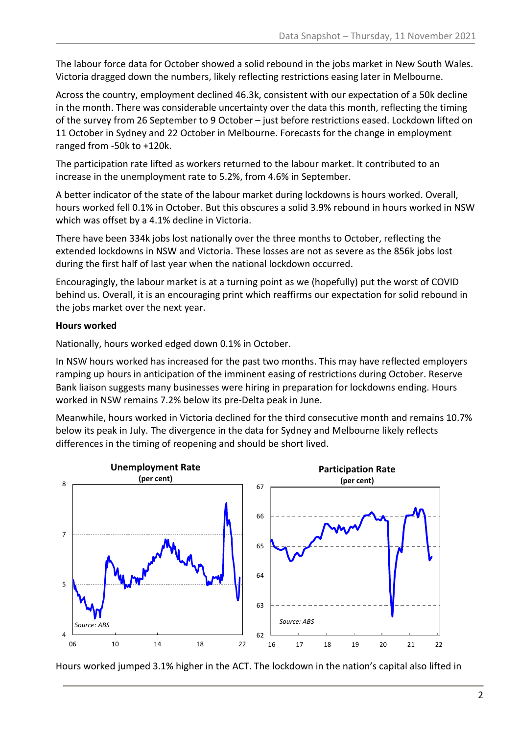The labour force data for October showed a solid rebound in the jobs market in New South Wales. Victoria dragged down the numbers, likely reflecting restrictions easing later in Melbourne.

Across the country, employment declined 46.3k, consistent with our expectation of a 50k decline in the month. There was considerable uncertainty over the data this month, reflecting the timing of the survey from 26 September to 9 October – just before restrictions eased. Lockdown lifted on 11 October in Sydney and 22 October in Melbourne. Forecasts for the change in employment ranged from -50k to +120k.

The participation rate lifted as workers returned to the labour market. It contributed to an increase in the unemployment rate to 5.2%, from 4.6% in September.

A better indicator of the state of the labour market during lockdowns is hours worked. Overall, hours worked fell 0.1% in October. But this obscures a solid 3.9% rebound in hours worked in NSW which was offset by a 4.1% decline in Victoria.

There have been 334k jobs lost nationally over the three months to October, reflecting the extended lockdowns in NSW and Victoria. These losses are not as severe as the 856k jobs lost during the first half of last year when the national lockdown occurred.

Encouragingly, the labour market is at a turning point as we (hopefully) put the worst of COVID behind us. Overall, it is an encouraging print which reaffirms our expectation for solid rebound in the jobs market over the next year.

**Hours worked**

Nationally, hours worked edged down 0.1% in October.

In NSW hours worked has increased for the past two months. This may have reflected employers ramping up hours in anticipation of the imminent easing of restrictions during October. Reserve Bank liaison suggests many businesses were hiring in preparation for lockdowns ending. Hours worked in NSW remains 7.2% below its pre-Delta peak in June.

Meanwhile, hours worked in Victoria declined for the third consecutive month and remains 10.7% below its peak in July. The divergence in the data for Sydney and Melbourne likely reflects differences in the timing of reopening and should be short lived.

**Unemployment Rate**
**(per cent)**

*Source: ABS*

**Participation Rate**
**(per cent)**

*Source: ABS*

Hours worked jumped 3.1% higher in the ACT. The lockdown in the nation's capital also lifted in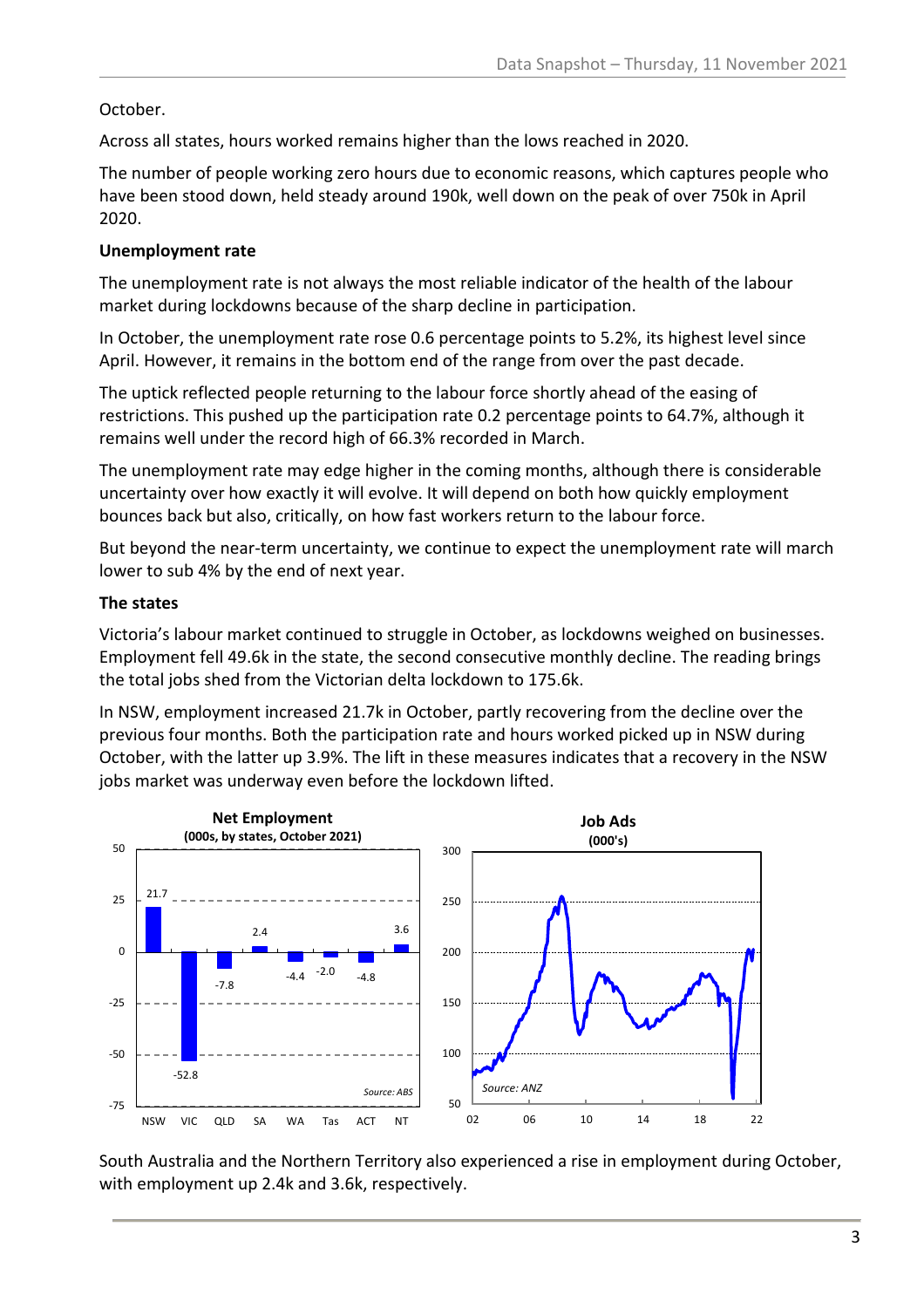October.

Across all states, hours worked remains higher than the lows reached in 2020.

The number of people working zero hours due to economic reasons, which captures people who have been stood down, held steady around 190k, well down on the peak of over 750k in April 2020.

**Unemployment rate**

The unemployment rate is not always the most reliable indicator of the health of the labour market during lockdowns because of the sharp decline in participation.

In October, the unemployment rate rose 0.6 percentage points to 5.2%, its highest level since April. However, it remains in the bottom end of the range from over the past decade.

The uptick reflected people returning to the labour force shortly ahead of the easing of restrictions. This pushed up the participation rate 0.2 percentage points to 64.7%, although it remains well under the record high of 66.3% recorded in March.

The unemployment rate may edge higher in the coming months, although there is considerable uncertainty over how exactly it will evolve. It will depend on both how quickly employment bounces back but also, critically, on how fast workers return to the labour force.

But beyond the near-term uncertainty, we continue to expect the unemployment rate will march lower to sub 4% by the end of next year.

**The states**

Victoria's labour market continued to struggle in October, as lockdowns weighed on businesses. Employment fell 49.6k in the state, the second consecutive monthly decline. The reading brings the total jobs shed from the Victorian delta lockdown to 175.6k.

In NSW, employment increased 21.7k in October, partly recovering from the decline over the previous four months. Both the participation rate and hours worked picked up in NSW during October, with the latter up 3.9%. The lift in these measures indicates that a recovery in the NSW jobs market was underway even before the lockdown lifted.

**Net Employment**
**(000s, by states, October 2021)**

| NSW | VIC | QLD | SA | WA | Tas | ACT | NT |
|---|---|---|---|---|---|---|---|
| 21.7 | -52.8 | -7.8 | 2.4 | -4.4 | -2.0 | -4.8 | 3.6 |

*Source: ABS*

**Job Ads**
**(000's)**

*Source: ANZ*

South Australia and the Northern Territory also experienced a rise in employment during October, with employment up 2.4k and 3.6k, respectively.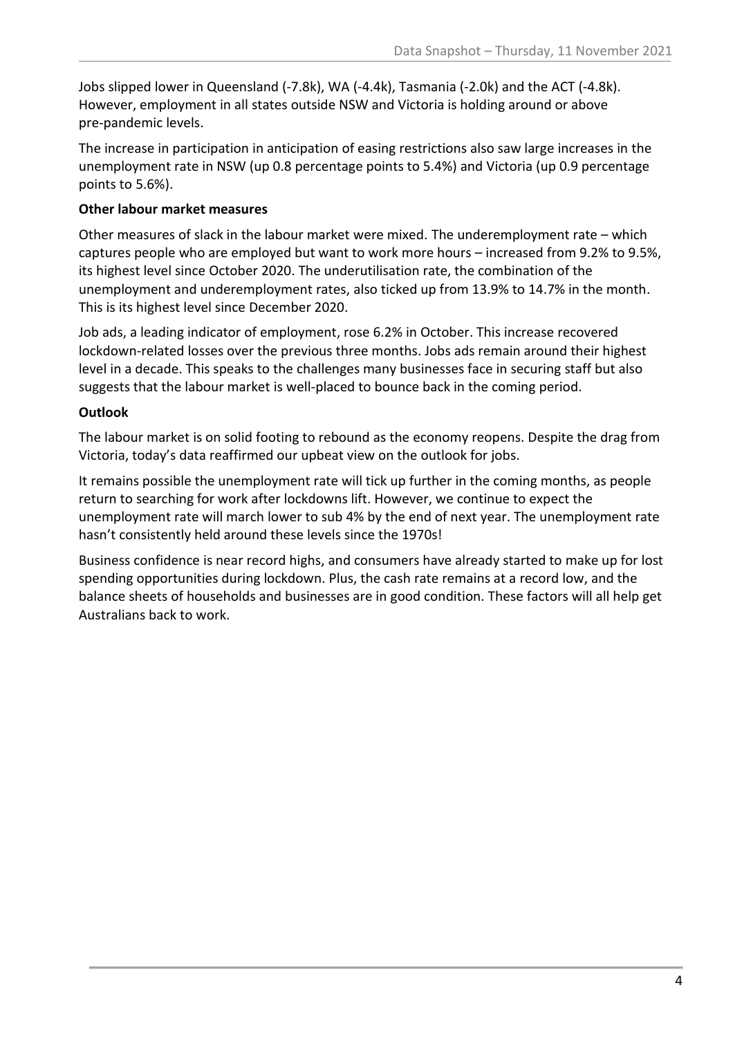Jobs slipped lower in Queensland (-7.8k), WA (-4.4k), Tasmania (-2.0k) and the ACT (-4.8k). However, employment in all states outside NSW and Victoria is holding around or above pre-pandemic levels.

The increase in participation in anticipation of easing restrictions also saw large increases in the unemployment rate in NSW (up 0.8 percentage points to 5.4%) and Victoria (up 0.9 percentage points to 5.6%).

**Other labour market measures**

Other measures of slack in the labour market were mixed. The underemployment rate – which captures people who are employed but want to work more hours – increased from 9.2% to 9.5%, its highest level since October 2020. The underutilisation rate, the combination of the unemployment and underemployment rates, also ticked up from 13.9% to 14.7% in the month. This is its highest level since December 2020.

Job ads, a leading indicator of employment, rose 6.2% in October. This increase recovered lockdown-related losses over the previous three months. Jobs ads remain around their highest level in a decade. This speaks to the challenges many businesses face in securing staff but also suggests that the labour market is well-placed to bounce back in the coming period.

**Outlook**

The labour market is on solid footing to rebound as the economy reopens. Despite the drag from Victoria, today's data reaffirmed our upbeat view on the outlook for jobs.

It remains possible the unemployment rate will tick up further in the coming months, as people return to searching for work after lockdowns lift. However, we continue to expect the unemployment rate will march lower to sub 4% by the end of next year. The unemployment rate hasn't consistently held around these levels since the 1970s!

Business confidence is near record highs, and consumers have already started to make up for lost spending opportunities during lockdown. Plus, the cash rate remains at a record low, and the balance sheets of households and businesses are in good condition. These factors will all help get Australians back to work.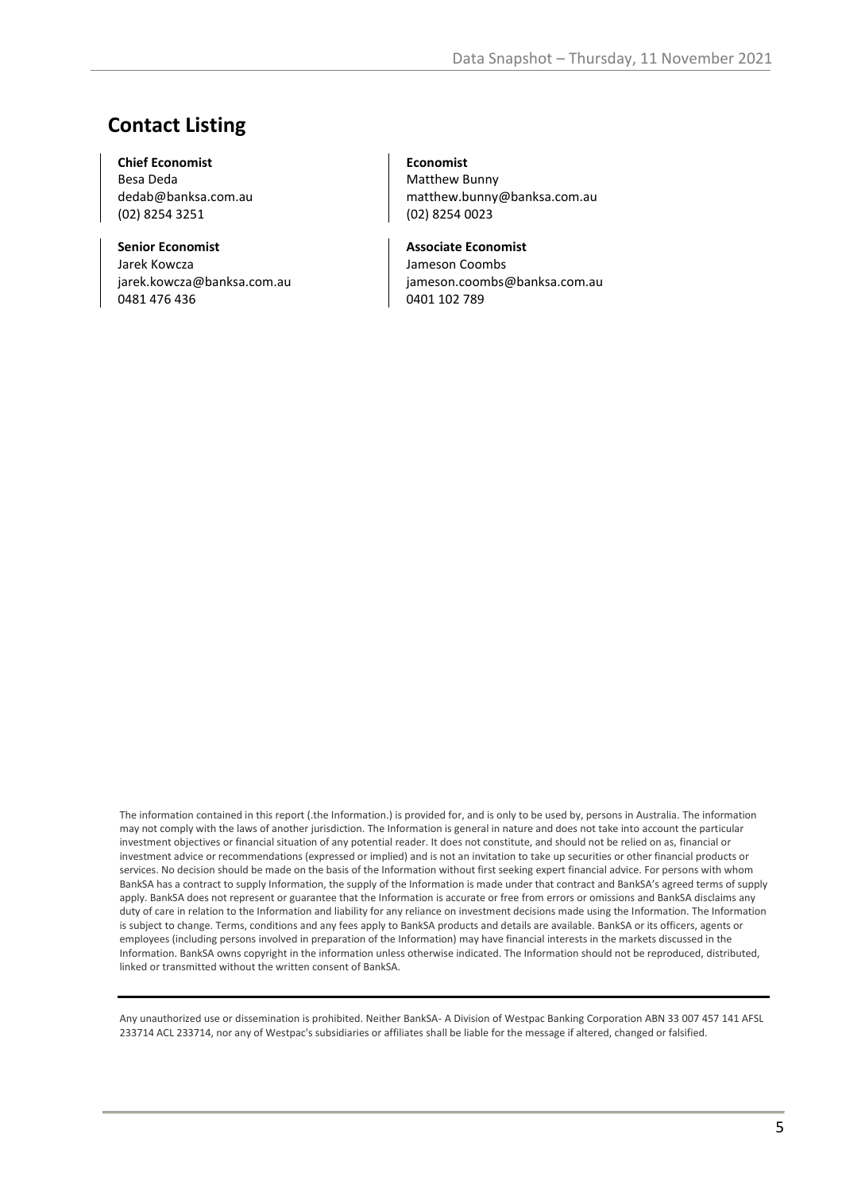## Contact Listing

**Chief Economist**
Besa Deda
dedab@banksa.com.au
(02) 8254 3251

**Senior Economist**
Jarek Kowcza
jarek.kowcza@banksa.com.au
0481 476 436

**Economist**
Matthew Bunny
matthew.bunny@banksa.com.au
(02) 8254 0023

**Associate Economist**
Jameson Coombs
jameson.coombs@banksa.com.au
0401 102 789

The information contained in this report (.the Information.) is provided for, and is only to be used by, persons in Australia. The information may not comply with the laws of another jurisdiction. The Information is general in nature and does not take into account the particular investment objectives or financial situation of any potential reader. It does not constitute, and should not be relied on as, financial or investment advice or recommendations (expressed or implied) and is not an invitation to take up securities or other financial products or services. No decision should be made on the basis of the Information without first seeking expert financial advice. For persons with whom BankSA has a contract to supply Information, the supply of the Information is made under that contract and BankSA's agreed terms of supply apply. BankSA does not represent or guarantee that the Information is accurate or free from errors or omissions and BankSA disclaims any duty of care in relation to the Information and liability for any reliance on investment decisions made using the Information. The Information is subject to change. Terms, conditions and any fees apply to BankSA products and details are available. BankSA or its officers, agents or employees (including persons involved in preparation of the Information) may have financial interests in the markets discussed in the Information. BankSA owns copyright in the information unless otherwise indicated. The Information should not be reproduced, distributed, linked or transmitted without the written consent of BankSA.

Any unauthorized use or dissemination is prohibited. Neither BankSA- A Division of Westpac Banking Corporation ABN 33 007 457 141 AFSL 233714 ACL 233714, nor any of Westpac's subsidiaries or affiliates shall be liable for the message if altered, changed or falsified.